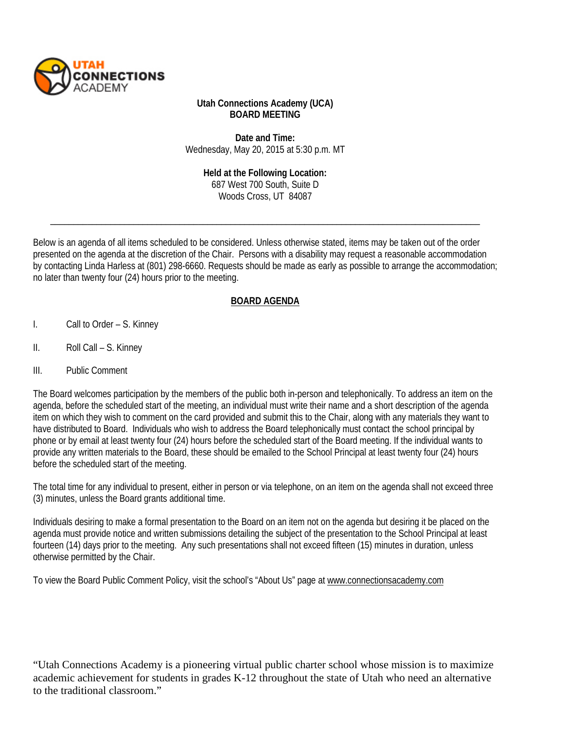UTAH CONNECTIONS ACADEMY

**Utah Connections Academy (UCA)**
**BOARD MEETING**

**Date and Time:**
Wednesday, May 20, 2015 at 5:30 p.m. MT

**Held at the Following Location:**
687 West 700 South, Suite D
Woods Cross, UT 84087

---

Below is an agenda of all items scheduled to be considered. Unless otherwise stated, items may be taken out of the order presented on the agenda at the discretion of the Chair. Persons with a disability may request a reasonable accommodation by contacting Linda Harless at (801) 298-6660. Requests should be made as early as possible to arrange the accommodation; no later than twenty four (24) hours prior to the meeting.

## BOARD AGENDA

I. Call to Order – S. Kinney

II. Roll Call – S. Kinney

III. Public Comment

The Board welcomes participation by the members of the public both in-person and telephonically. To address an item on the agenda, before the scheduled start of the meeting, an individual must write their name and a short description of the agenda item on which they wish to comment on the card provided and submit this to the Chair, along with any materials they want to have distributed to Board. Individuals who wish to address the Board telephonically must contact the school principal by phone or by email at least twenty four (24) hours before the scheduled start of the Board meeting. If the individual wants to provide any written materials to the Board, these should be emailed to the School Principal at least twenty four (24) hours before the scheduled start of the meeting.

The total time for any individual to present, either in person or via telephone, on an item on the agenda shall not exceed three (3) minutes, unless the Board grants additional time.

Individuals desiring to make a formal presentation to the Board on an item not on the agenda but desiring it be placed on the agenda must provide notice and written submissions detailing the subject of the presentation to the School Principal at least fourteen (14) days prior to the meeting. Any such presentations shall not exceed fifteen (15) minutes in duration, unless otherwise permitted by the Chair.

To view the Board Public Comment Policy, visit the school's "About Us" page at www.connectionsacademy.com

"Utah Connections Academy is a pioneering virtual public charter school whose mission is to maximize academic achievement for students in grades K-12 throughout the state of Utah who need an alternative to the traditional classroom."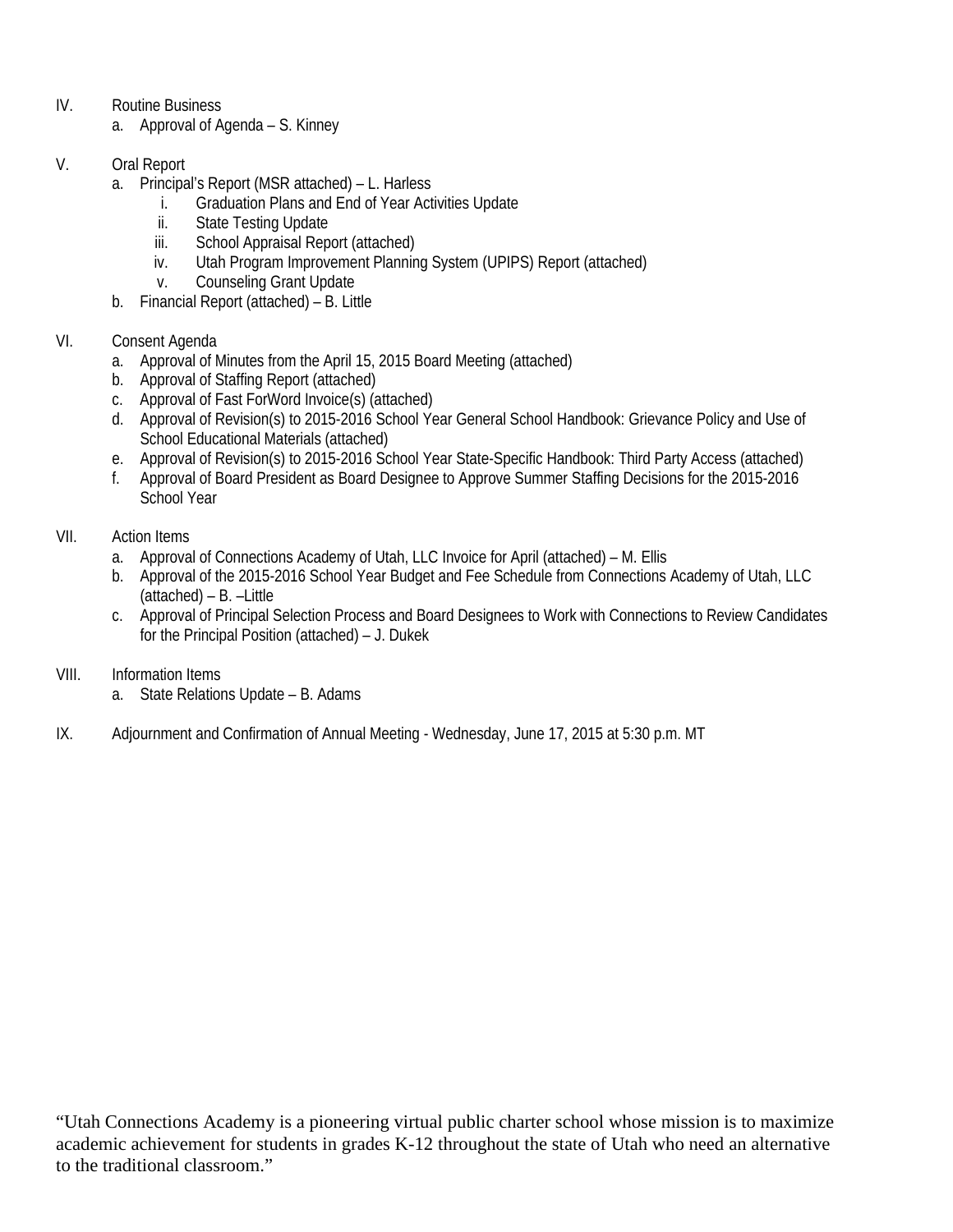IV. Routine Business
   a. Approval of Agenda – S. Kinney

V. Oral Report
   a. Principal's Report (MSR attached) – L. Harless
      i. Graduation Plans and End of Year Activities Update
      ii. State Testing Update
      iii. School Appraisal Report (attached)
      iv. Utah Program Improvement Planning System (UPIPS) Report (attached)
      v. Counseling Grant Update
   b. Financial Report (attached) – B. Little

VI. Consent Agenda
   a. Approval of Minutes from the April 15, 2015 Board Meeting (attached)
   b. Approval of Staffing Report (attached)
   c. Approval of Fast ForWord Invoice(s) (attached)
   d. Approval of Revision(s) to 2015-2016 School Year General School Handbook: Grievance Policy and Use of School Educational Materials (attached)
   e. Approval of Revision(s) to 2015-2016 School Year State-Specific Handbook: Third Party Access (attached)
   f. Approval of Board President as Board Designee to Approve Summer Staffing Decisions for the 2015-2016 School Year

VII. Action Items
   a. Approval of Connections Academy of Utah, LLC Invoice for April (attached) – M. Ellis
   b. Approval of the 2015-2016 School Year Budget and Fee Schedule from Connections Academy of Utah, LLC (attached) – B. –Little
   c. Approval of Principal Selection Process and Board Designees to Work with Connections to Review Candidates for the Principal Position (attached) – J. Dukek

VIII. Information Items
   a. State Relations Update – B. Adams

IX. Adjournment and Confirmation of Annual Meeting - Wednesday, June 17, 2015 at 5:30 p.m. MT

"Utah Connections Academy is a pioneering virtual public charter school whose mission is to maximize academic achievement for students in grades K-12 throughout the state of Utah who need an alternative to the traditional classroom."